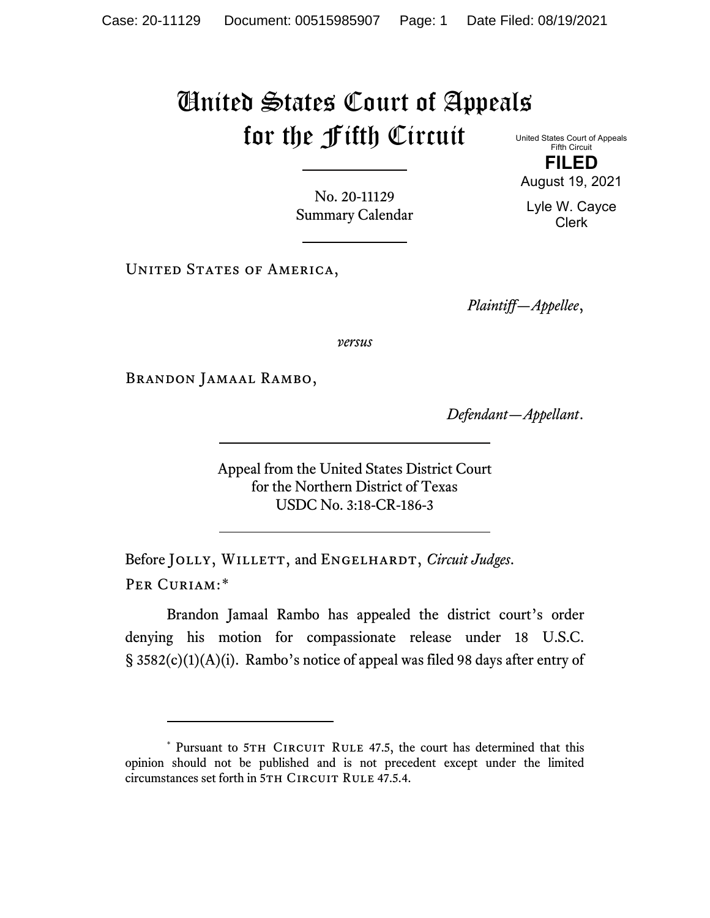# United States Court of Appeals for the Fifth Circuit

United States Court of Appeals
Fifth Circuit

**FILED**

August 19, 2021

Lyle W. Cayce
Clerk

No. 20-11129
Summary Calendar

---

United States of America,

*Plaintiff—Appellee*,

*versus*

Brandon Jamaal Rambo,

*Defendant—Appellant*.

---

Appeal from the United States District Court
for the Northern District of Texas
USDC No. 3:18-CR-186-3

---

Before Jolly, Willett, and Engelhardt, *Circuit Judges*.

Per Curiam:*

Brandon Jamaal Rambo has appealed the district court's order denying his motion for compassionate release under 18 U.S.C. § 3582(c)(1)(A)(i). Rambo's notice of appeal was filed 98 days after entry of

---

\* Pursuant to 5th Circuit Rule 47.5, the court has determined that this opinion should not be published and is not precedent except under the limited circumstances set forth in 5th Circuit Rule 47.5.4.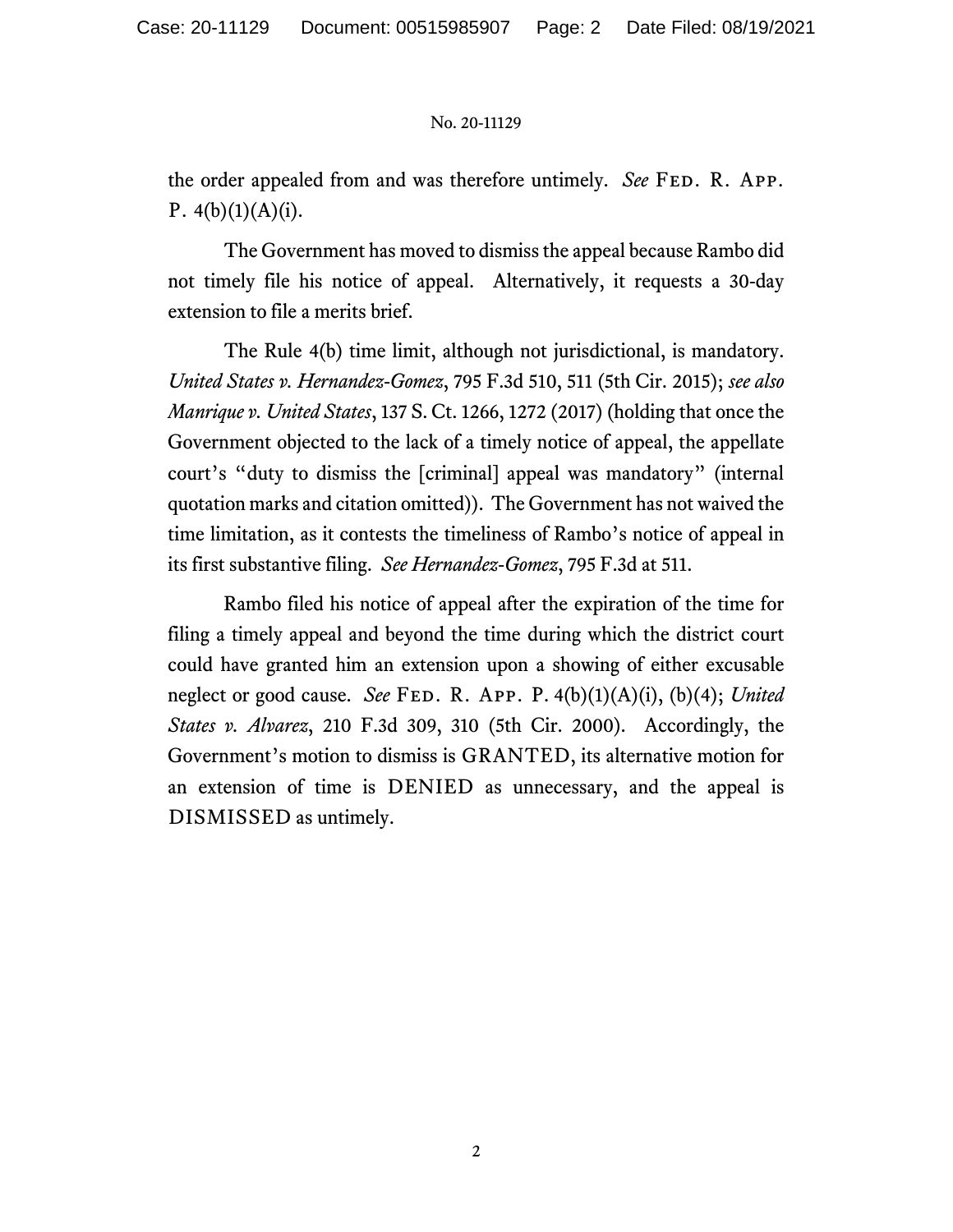the order appealed from and was therefore untimely. *See* Fed. R. App. P. 4(b)(1)(A)(i).

The Government has moved to dismiss the appeal because Rambo did not timely file his notice of appeal. Alternatively, it requests a 30-day extension to file a merits brief.

The Rule 4(b) time limit, although not jurisdictional, is mandatory. *United States v. Hernandez-Gomez*, 795 F.3d 510, 511 (5th Cir. 2015); *see also Manrique v. United States*, 137 S. Ct. 1266, 1272 (2017) (holding that once the Government objected to the lack of a timely notice of appeal, the appellate court's "duty to dismiss the [criminal] appeal was mandatory" (internal quotation marks and citation omitted)). The Government has not waived the time limitation, as it contests the timeliness of Rambo's notice of appeal in its first substantive filing. *See Hernandez-Gomez*, 795 F.3d at 511.

Rambo filed his notice of appeal after the expiration of the time for filing a timely appeal and beyond the time during which the district court could have granted him an extension upon a showing of either excusable neglect or good cause. *See* Fed. R. App. P. 4(b)(1)(A)(i), (b)(4); *United States v. Alvarez*, 210 F.3d 309, 310 (5th Cir. 2000). Accordingly, the Government's motion to dismiss is GRANTED, its alternative motion for an extension of time is DENIED as unnecessary, and the appeal is DISMISSED as untimely.